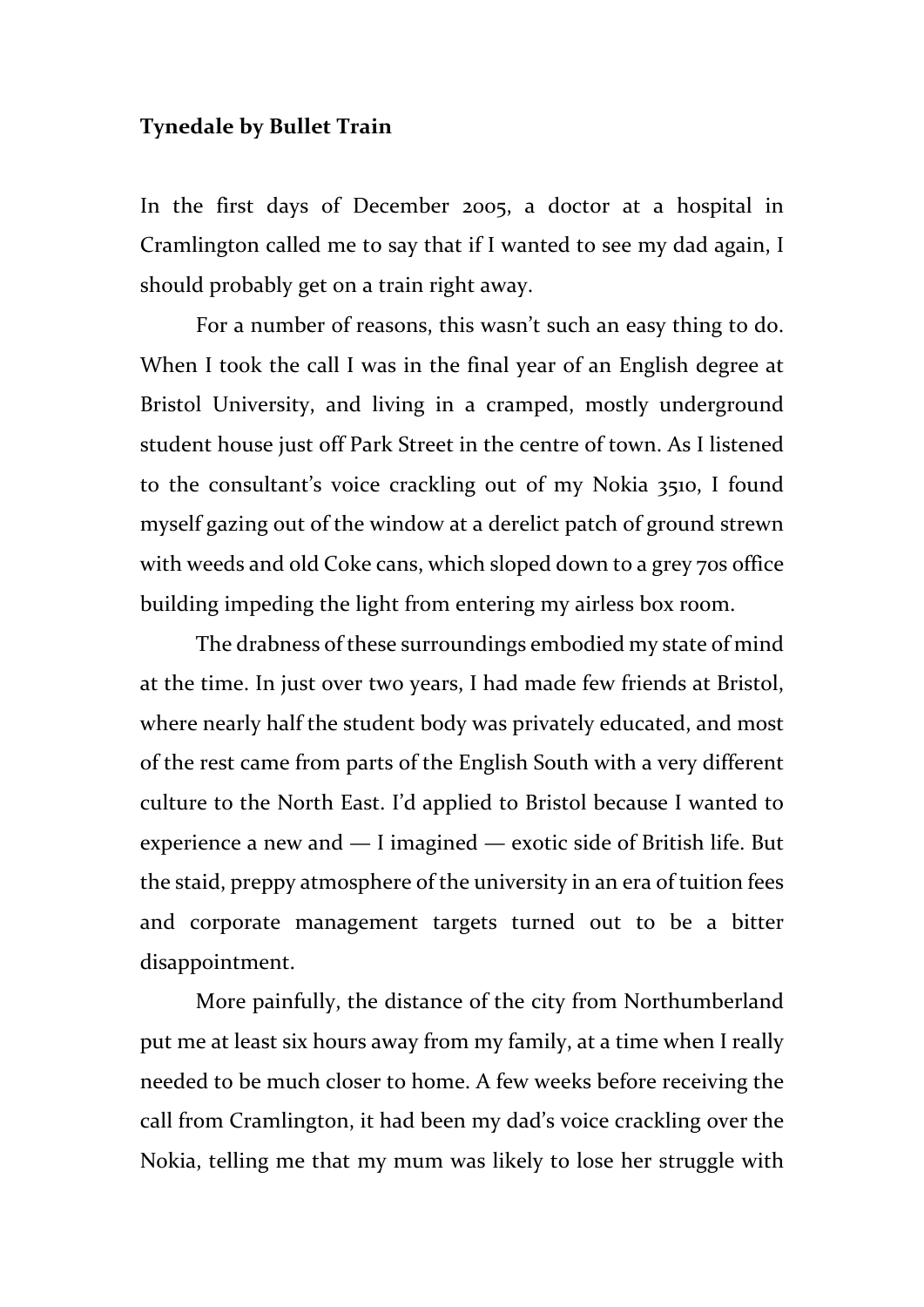**Tynedale by Bullet Train**

In the first days of December 2005, a doctor at a hospital in Cramlington called me to say that if I wanted to see my dad again, I should probably get on a train right away.

For a number of reasons, this wasn't such an easy thing to do. When I took the call I was in the final year of an English degree at Bristol University, and living in a cramped, mostly underground student house just off Park Street in the centre of town. As I listened to the consultant's voice crackling out of my Nokia 3510, I found myself gazing out of the window at a derelict patch of ground strewn with weeds and old Coke cans, which sloped down to a grey 70s office building impeding the light from entering my airless box room.

The drabness of these surroundings embodied my state of mind at the time. In just over two years, I had made few friends at Bristol, where nearly half the student body was privately educated, and most of the rest came from parts of the English South with a very different culture to the North East. I'd applied to Bristol because I wanted to experience a new and — I imagined — exotic side of British life. But the staid, preppy atmosphere of the university in an era of tuition fees and corporate management targets turned out to be a bitter disappointment.

More painfully, the distance of the city from Northumberland put me at least six hours away from my family, at a time when I really needed to be much closer to home. A few weeks before receiving the call from Cramlington, it had been my dad's voice crackling over the Nokia, telling me that my mum was likely to lose her struggle with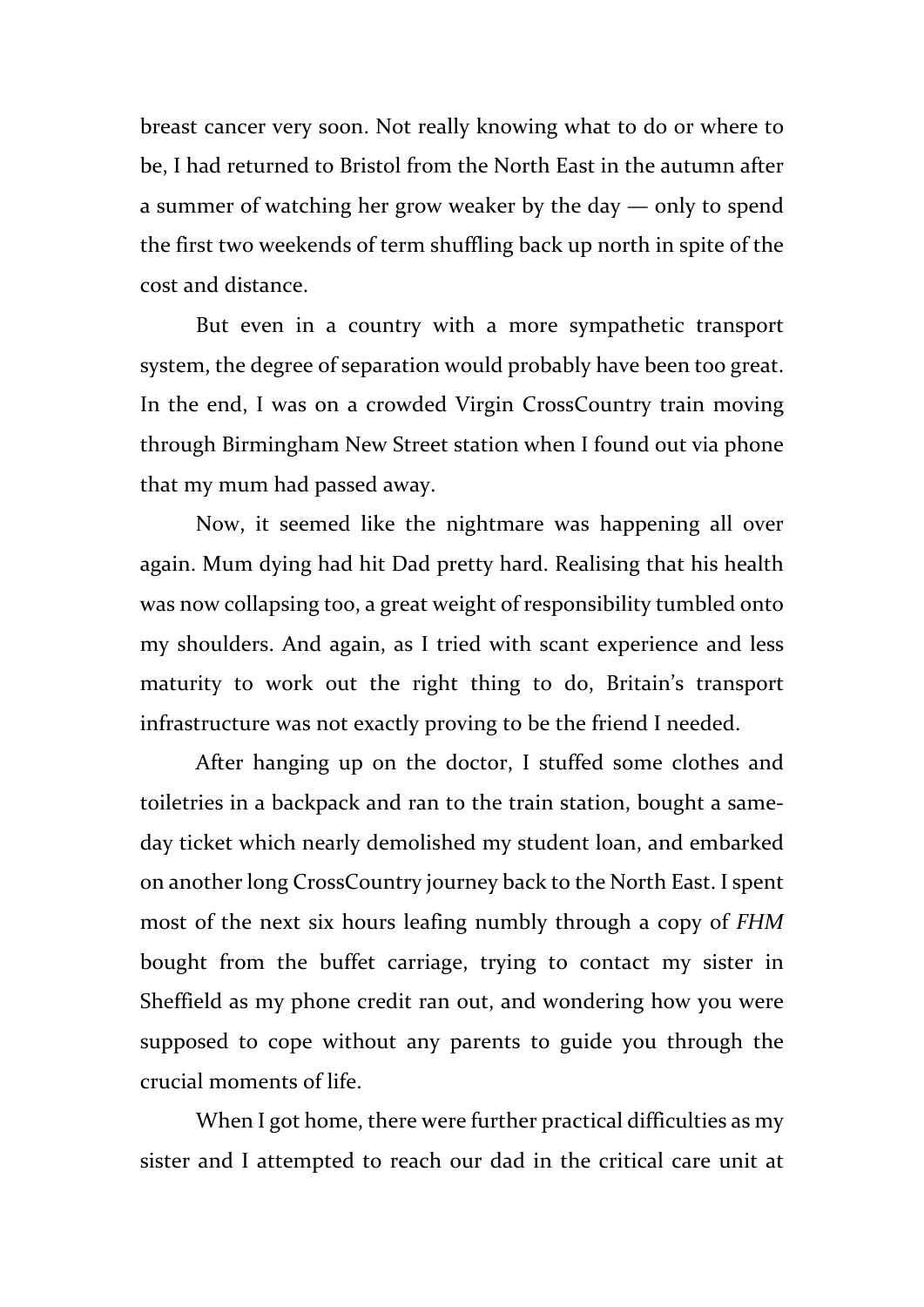breast cancer very soon. Not really knowing what to do or where to be, I had returned to Bristol from the North East in the autumn after a summer of watching her grow weaker by the day — only to spend the first two weekends of term shuffling back up north in spite of the cost and distance.

But even in a country with a more sympathetic transport system, the degree of separation would probably have been too great. In the end, I was on a crowded Virgin CrossCountry train moving through Birmingham New Street station when I found out via phone that my mum had passed away.

Now, it seemed like the nightmare was happening all over again. Mum dying had hit Dad pretty hard. Realising that his health was now collapsing too, a great weight of responsibility tumbled onto my shoulders. And again, as I tried with scant experience and less maturity to work out the right thing to do, Britain's transport infrastructure was not exactly proving to be the friend I needed.

After hanging up on the doctor, I stuffed some clothes and toiletries in a backpack and ran to the train station, bought a same-day ticket which nearly demolished my student loan, and embarked on another long CrossCountry journey back to the North East. I spent most of the next six hours leafing numbly through a copy of *FHM* bought from the buffet carriage, trying to contact my sister in Sheffield as my phone credit ran out, and wondering how you were supposed to cope without any parents to guide you through the crucial moments of life.

When I got home, there were further practical difficulties as my sister and I attempted to reach our dad in the critical care unit at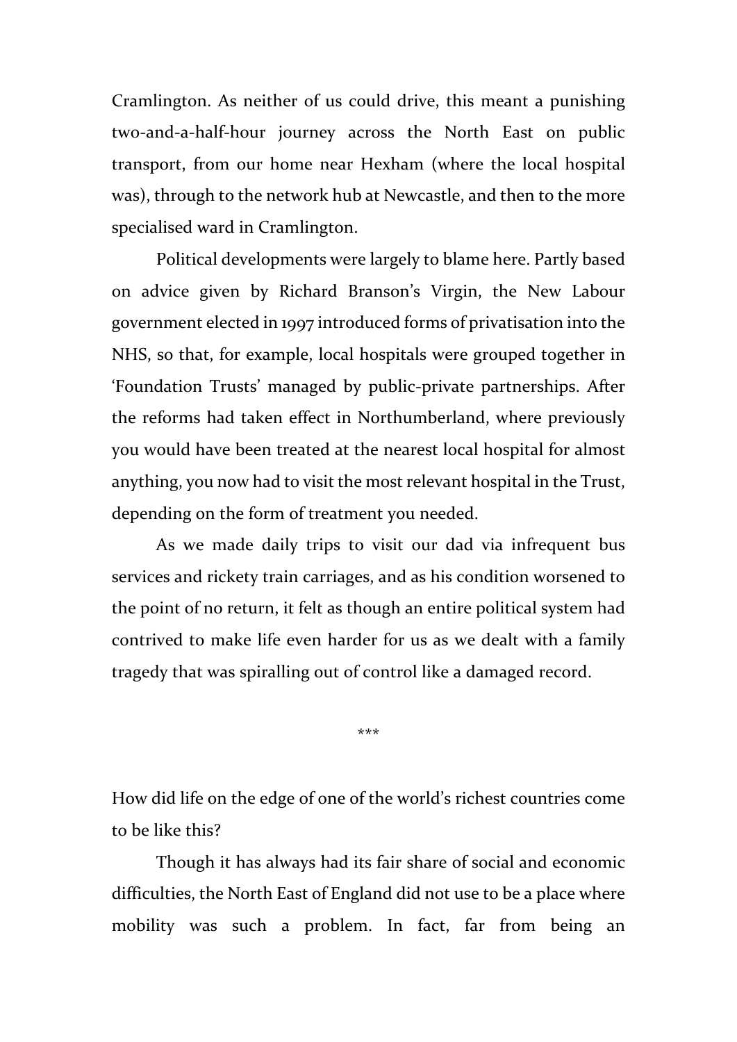Cramlington. As neither of us could drive, this meant a punishing two-and-a-half-hour journey across the North East on public transport, from our home near Hexham (where the local hospital was), through to the network hub at Newcastle, and then to the more specialised ward in Cramlington.

Political developments were largely to blame here. Partly based on advice given by Richard Branson's Virgin, the New Labour government elected in 1997 introduced forms of privatisation into the NHS, so that, for example, local hospitals were grouped together in 'Foundation Trusts' managed by public-private partnerships. After the reforms had taken effect in Northumberland, where previously you would have been treated at the nearest local hospital for almost anything, you now had to visit the most relevant hospital in the Trust, depending on the form of treatment you needed.

As we made daily trips to visit our dad via infrequent bus services and rickety train carriages, and as his condition worsened to the point of no return, it felt as though an entire political system had contrived to make life even harder for us as we dealt with a family tragedy that was spiralling out of control like a damaged record.

***

How did life on the edge of one of the world's richest countries come to be like this?

Though it has always had its fair share of social and economic difficulties, the North East of England did not use to be a place where mobility was such a problem. In fact, far from being an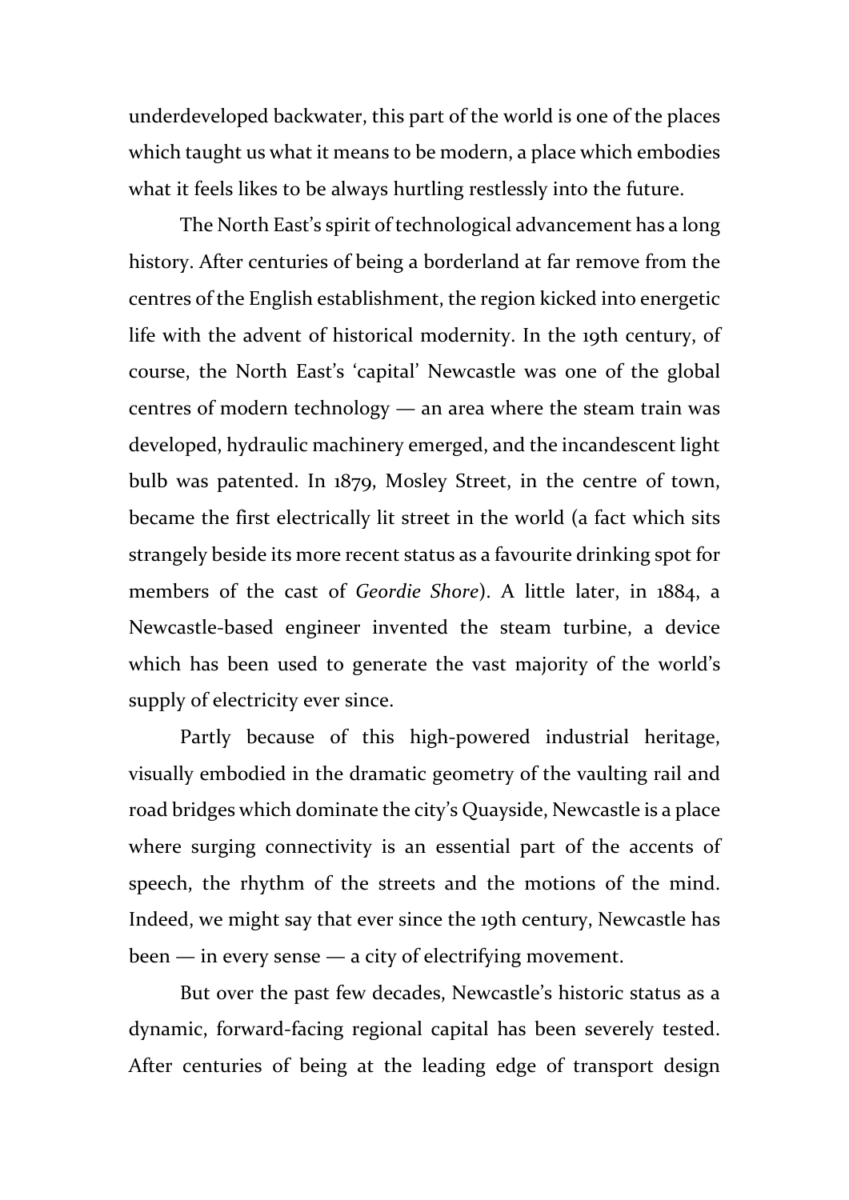underdeveloped backwater, this part of the world is one of the places which taught us what it means to be modern, a place which embodies what it feels likes to be always hurtling restlessly into the future.

The North East's spirit of technological advancement has a long history. After centuries of being a borderland at far remove from the centres of the English establishment, the region kicked into energetic life with the advent of historical modernity. In the 19th century, of course, the North East's 'capital' Newcastle was one of the global centres of modern technology — an area where the steam train was developed, hydraulic machinery emerged, and the incandescent light bulb was patented. In 1879, Mosley Street, in the centre of town, became the first electrically lit street in the world (a fact which sits strangely beside its more recent status as a favourite drinking spot for members of the cast of *Geordie Shore*). A little later, in 1884, a Newcastle-based engineer invented the steam turbine, a device which has been used to generate the vast majority of the world's supply of electricity ever since.

Partly because of this high-powered industrial heritage, visually embodied in the dramatic geometry of the vaulting rail and road bridges which dominate the city's Quayside, Newcastle is a place where surging connectivity is an essential part of the accents of speech, the rhythm of the streets and the motions of the mind. Indeed, we might say that ever since the 19th century, Newcastle has been — in every sense — a city of electrifying movement.

But over the past few decades, Newcastle's historic status as a dynamic, forward-facing regional capital has been severely tested. After centuries of being at the leading edge of transport design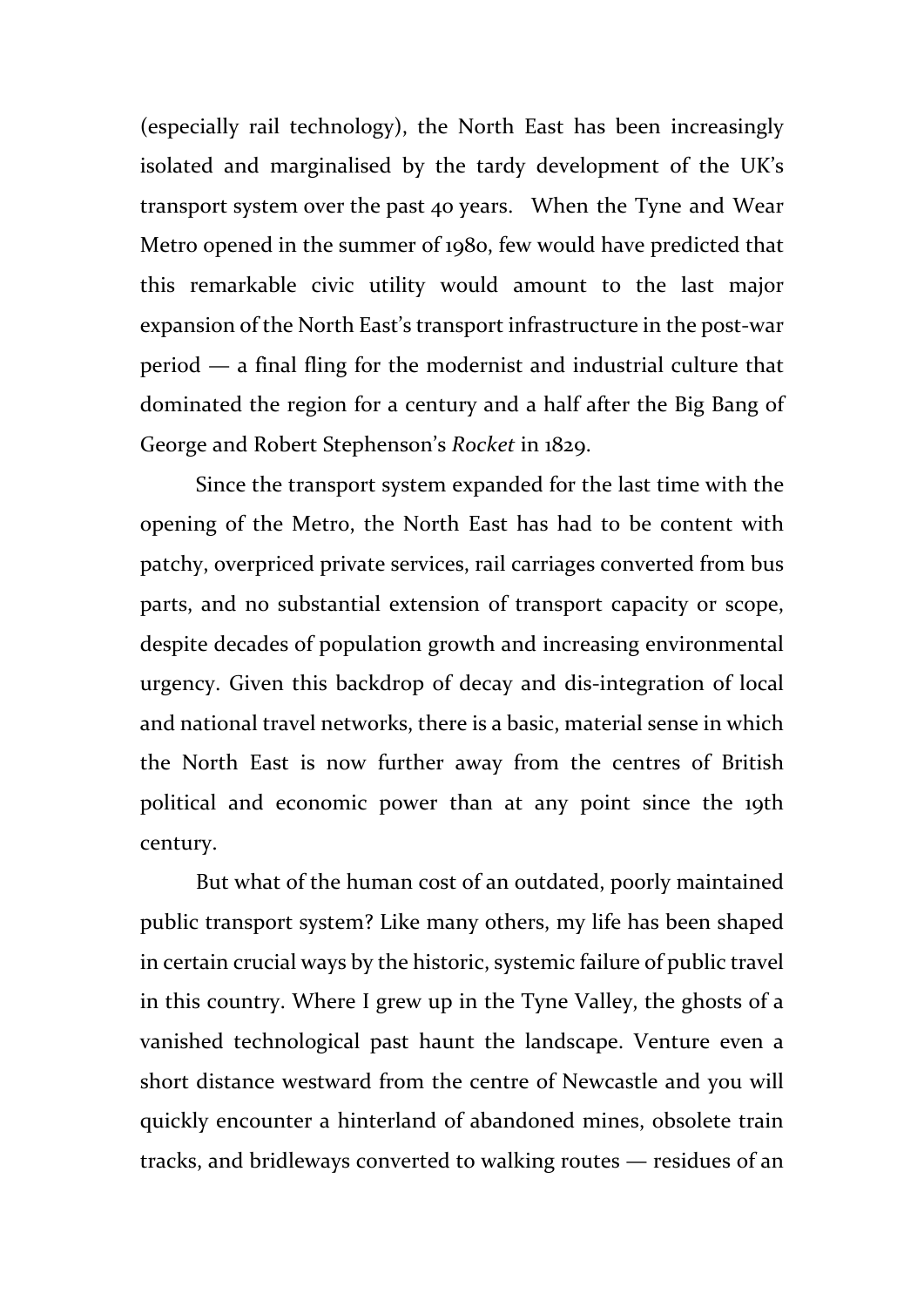(especially rail technology), the North East has been increasingly isolated and marginalised by the tardy development of the UK's transport system over the past 40 years. When the Tyne and Wear Metro opened in the summer of 1980, few would have predicted that this remarkable civic utility would amount to the last major expansion of the North East's transport infrastructure in the post-war period — a final fling for the modernist and industrial culture that dominated the region for a century and a half after the Big Bang of George and Robert Stephenson's *Rocket* in 1829.

Since the transport system expanded for the last time with the opening of the Metro, the North East has had to be content with patchy, overpriced private services, rail carriages converted from bus parts, and no substantial extension of transport capacity or scope, despite decades of population growth and increasing environmental urgency. Given this backdrop of decay and dis-integration of local and national travel networks, there is a basic, material sense in which the North East is now further away from the centres of British political and economic power than at any point since the 19th century.

But what of the human cost of an outdated, poorly maintained public transport system? Like many others, my life has been shaped in certain crucial ways by the historic, systemic failure of public travel in this country. Where I grew up in the Tyne Valley, the ghosts of a vanished technological past haunt the landscape. Venture even a short distance westward from the centre of Newcastle and you will quickly encounter a hinterland of abandoned mines, obsolete train tracks, and bridleways converted to walking routes — residues of an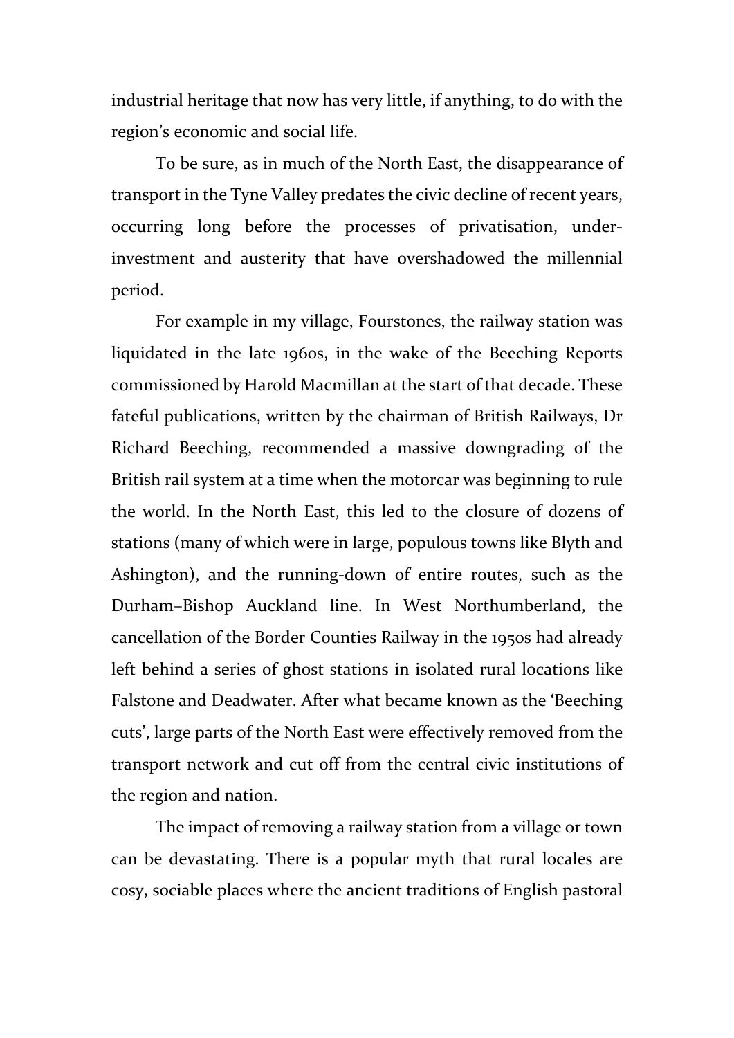industrial heritage that now has very little, if anything, to do with the region's economic and social life.

To be sure, as in much of the North East, the disappearance of transport in the Tyne Valley predates the civic decline of recent years, occurring long before the processes of privatisation, under-investment and austerity that have overshadowed the millennial period.

For example in my village, Fourstones, the railway station was liquidated in the late 1960s, in the wake of the Beeching Reports commissioned by Harold Macmillan at the start of that decade. These fateful publications, written by the chairman of British Railways, Dr Richard Beeching, recommended a massive downgrading of the British rail system at a time when the motorcar was beginning to rule the world. In the North East, this led to the closure of dozens of stations (many of which were in large, populous towns like Blyth and Ashington), and the running-down of entire routes, such as the Durham–Bishop Auckland line. In West Northumberland, the cancellation of the Border Counties Railway in the 1950s had already left behind a series of ghost stations in isolated rural locations like Falstone and Deadwater. After what became known as the 'Beeching cuts', large parts of the North East were effectively removed from the transport network and cut off from the central civic institutions of the region and nation.

The impact of removing a railway station from a village or town can be devastating. There is a popular myth that rural locales are cosy, sociable places where the ancient traditions of English pastoral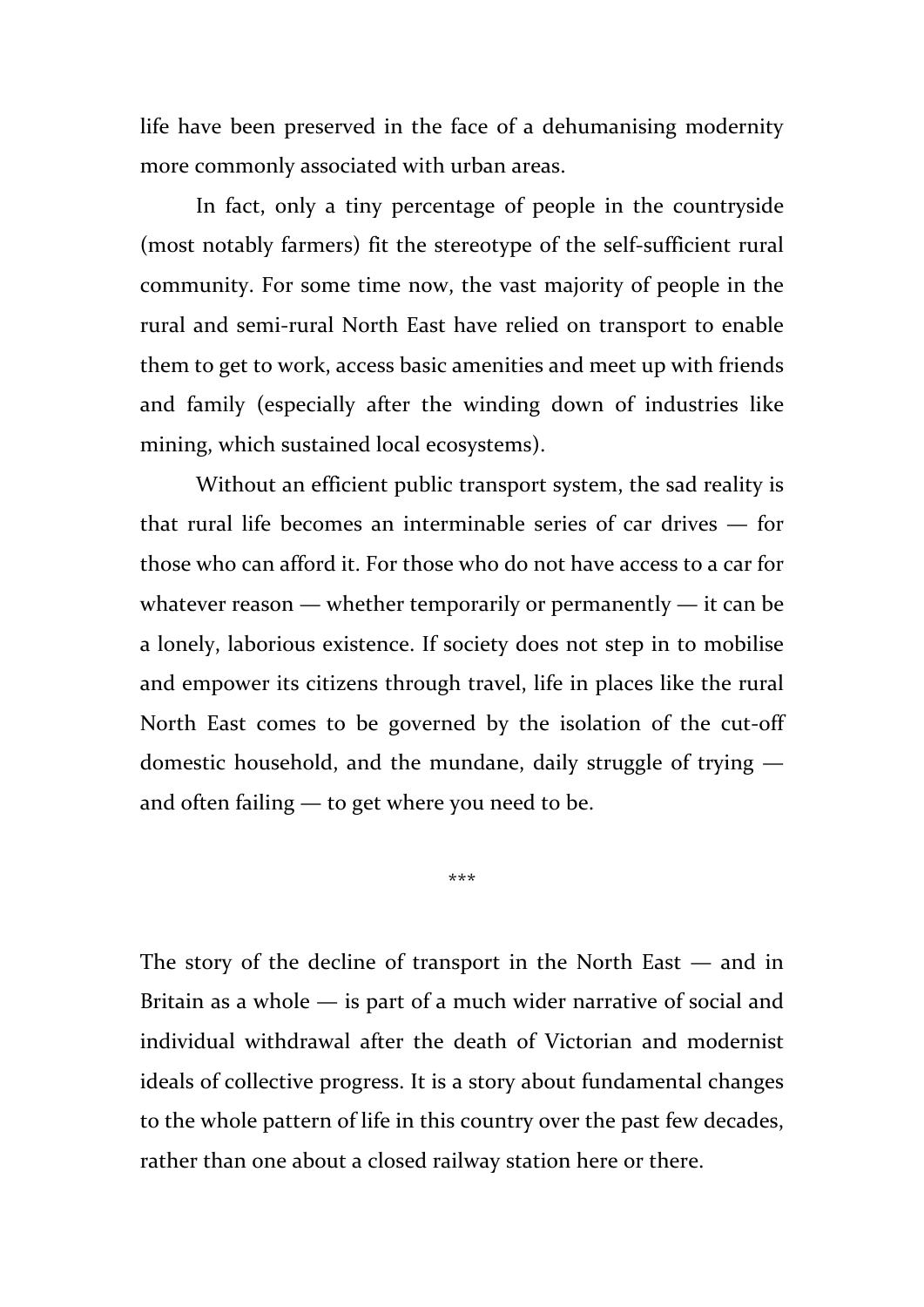life have been preserved in the face of a dehumanising modernity more commonly associated with urban areas.

In fact, only a tiny percentage of people in the countryside (most notably farmers) fit the stereotype of the self-sufficient rural community. For some time now, the vast majority of people in the rural and semi-rural North East have relied on transport to enable them to get to work, access basic amenities and meet up with friends and family (especially after the winding down of industries like mining, which sustained local ecosystems).

Without an efficient public transport system, the sad reality is that rural life becomes an interminable series of car drives — for those who can afford it. For those who do not have access to a car for whatever reason — whether temporarily or permanently — it can be a lonely, laborious existence. If society does not step in to mobilise and empower its citizens through travel, life in places like the rural North East comes to be governed by the isolation of the cut-off domestic household, and the mundane, daily struggle of trying — and often failing — to get where you need to be.

***

The story of the decline of transport in the North East — and in Britain as a whole — is part of a much wider narrative of social and individual withdrawal after the death of Victorian and modernist ideals of collective progress. It is a story about fundamental changes to the whole pattern of life in this country over the past few decades, rather than one about a closed railway station here or there.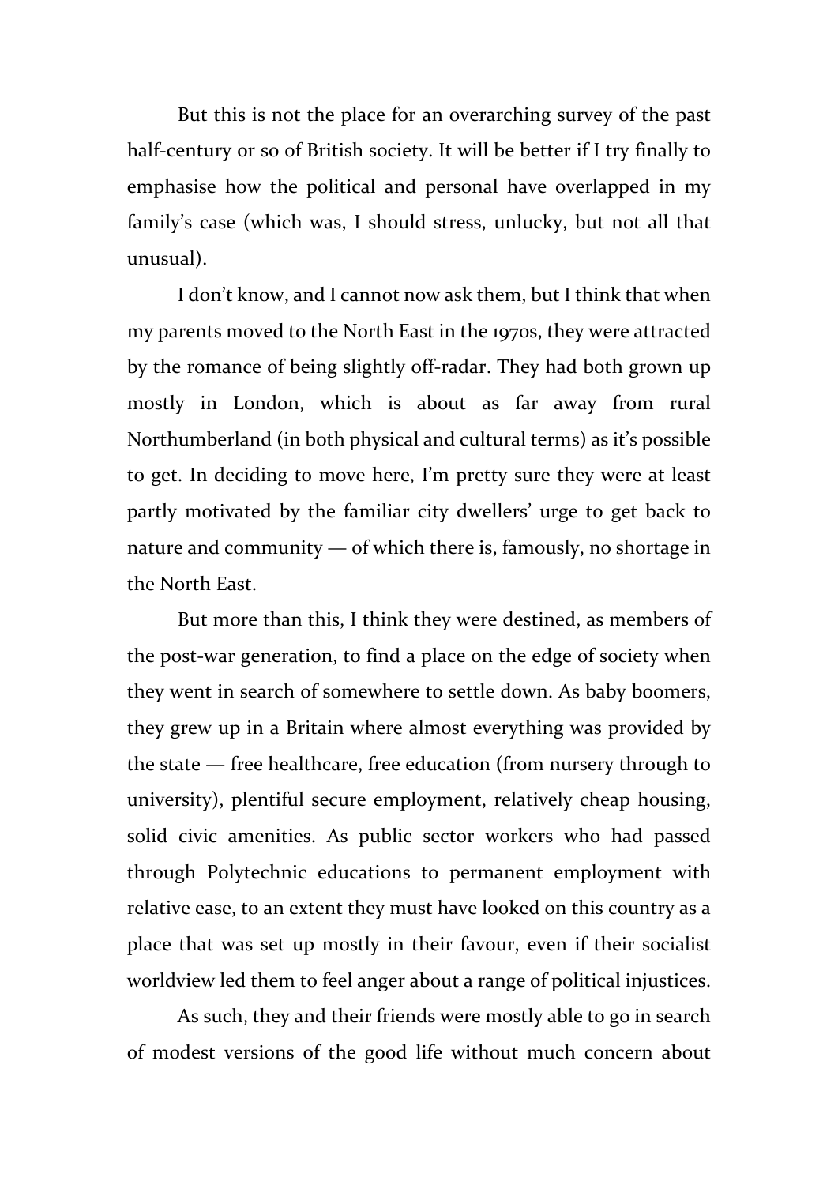But this is not the place for an overarching survey of the past half-century or so of British society. It will be better if I try finally to emphasise how the political and personal have overlapped in my family's case (which was, I should stress, unlucky, but not all that unusual).

I don't know, and I cannot now ask them, but I think that when my parents moved to the North East in the 1970s, they were attracted by the romance of being slightly off-radar. They had both grown up mostly in London, which is about as far away from rural Northumberland (in both physical and cultural terms) as it's possible to get. In deciding to move here, I'm pretty sure they were at least partly motivated by the familiar city dwellers' urge to get back to nature and community — of which there is, famously, no shortage in the North East.

But more than this, I think they were destined, as members of the post-war generation, to find a place on the edge of society when they went in search of somewhere to settle down. As baby boomers, they grew up in a Britain where almost everything was provided by the state — free healthcare, free education (from nursery through to university), plentiful secure employment, relatively cheap housing, solid civic amenities. As public sector workers who had passed through Polytechnic educations to permanent employment with relative ease, to an extent they must have looked on this country as a place that was set up mostly in their favour, even if their socialist worldview led them to feel anger about a range of political injustices.

As such, they and their friends were mostly able to go in search of modest versions of the good life without much concern about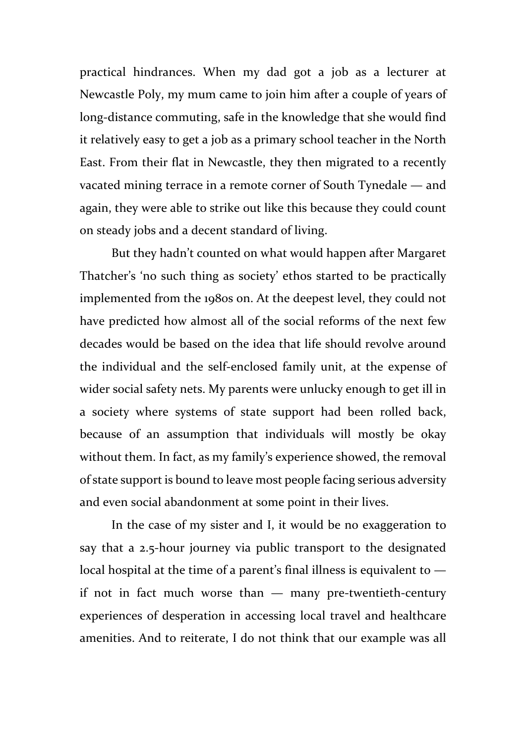practical hindrances. When my dad got a job as a lecturer at Newcastle Poly, my mum came to join him after a couple of years of long-distance commuting, safe in the knowledge that she would find it relatively easy to get a job as a primary school teacher in the North East. From their flat in Newcastle, they then migrated to a recently vacated mining terrace in a remote corner of South Tynedale — and again, they were able to strike out like this because they could count on steady jobs and a decent standard of living.

But they hadn't counted on what would happen after Margaret Thatcher's 'no such thing as society' ethos started to be practically implemented from the 1980s on. At the deepest level, they could not have predicted how almost all of the social reforms of the next few decades would be based on the idea that life should revolve around the individual and the self-enclosed family unit, at the expense of wider social safety nets. My parents were unlucky enough to get ill in a society where systems of state support had been rolled back, because of an assumption that individuals will mostly be okay without them. In fact, as my family's experience showed, the removal of state support is bound to leave most people facing serious adversity and even social abandonment at some point in their lives.

In the case of my sister and I, it would be no exaggeration to say that a 2.5-hour journey via public transport to the designated local hospital at the time of a parent's final illness is equivalent to — if not in fact much worse than — many pre-twentieth-century experiences of desperation in accessing local travel and healthcare amenities. And to reiterate, I do not think that our example was all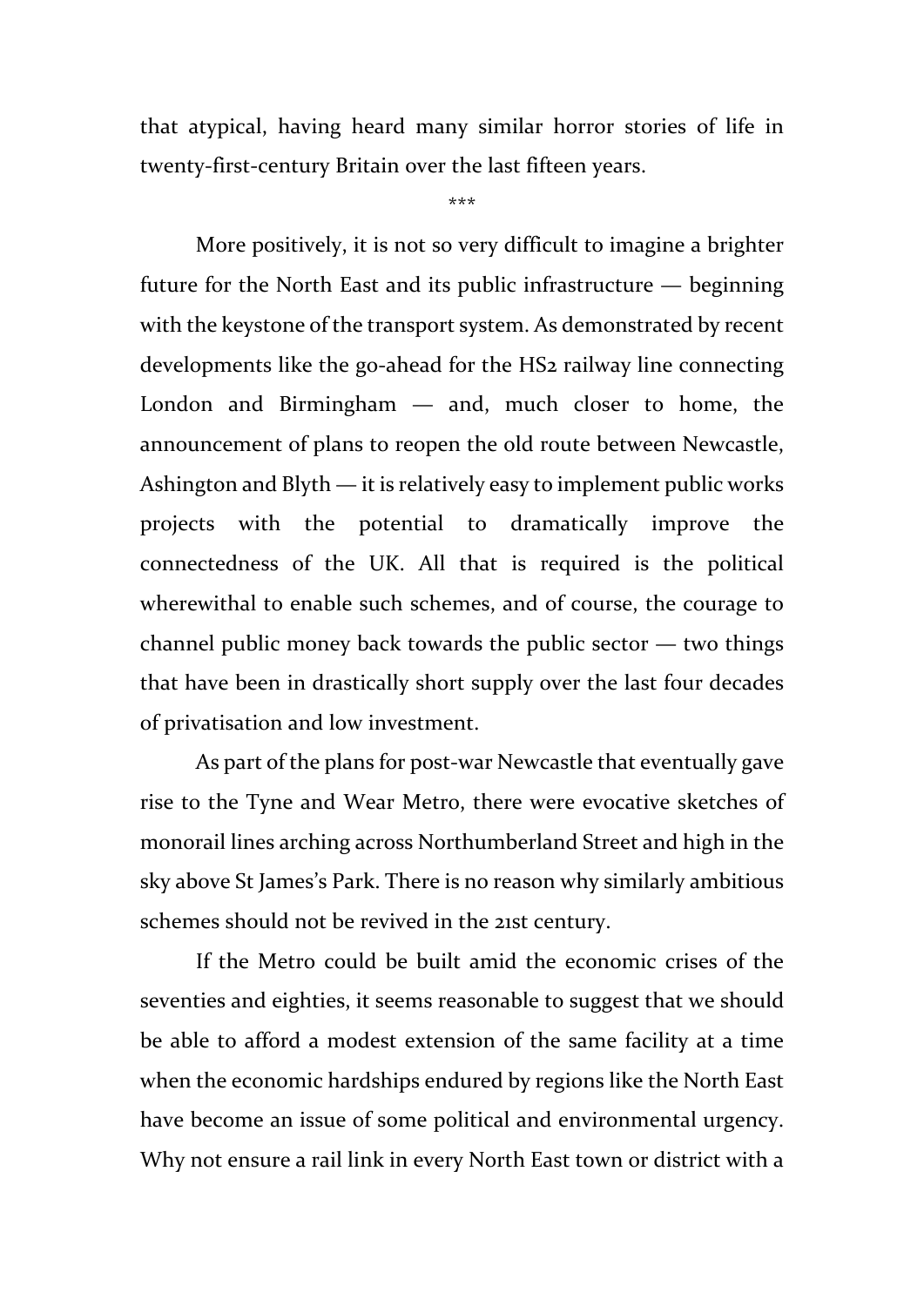that atypical, having heard many similar horror stories of life in twenty-first-century Britain over the last fifteen years.

***

More positively, it is not so very difficult to imagine a brighter future for the North East and its public infrastructure — beginning with the keystone of the transport system. As demonstrated by recent developments like the go-ahead for the HS2 railway line connecting London and Birmingham — and, much closer to home, the announcement of plans to reopen the old route between Newcastle, Ashington and Blyth — it is relatively easy to implement public works projects with the potential to dramatically improve the connectedness of the UK. All that is required is the political wherewithal to enable such schemes, and of course, the courage to channel public money back towards the public sector — two things that have been in drastically short supply over the last four decades of privatisation and low investment.

As part of the plans for post-war Newcastle that eventually gave rise to the Tyne and Wear Metro, there were evocative sketches of monorail lines arching across Northumberland Street and high in the sky above St James's Park. There is no reason why similarly ambitious schemes should not be revived in the 21st century.

If the Metro could be built amid the economic crises of the seventies and eighties, it seems reasonable to suggest that we should be able to afford a modest extension of the same facility at a time when the economic hardships endured by regions like the North East have become an issue of some political and environmental urgency. Why not ensure a rail link in every North East town or district with a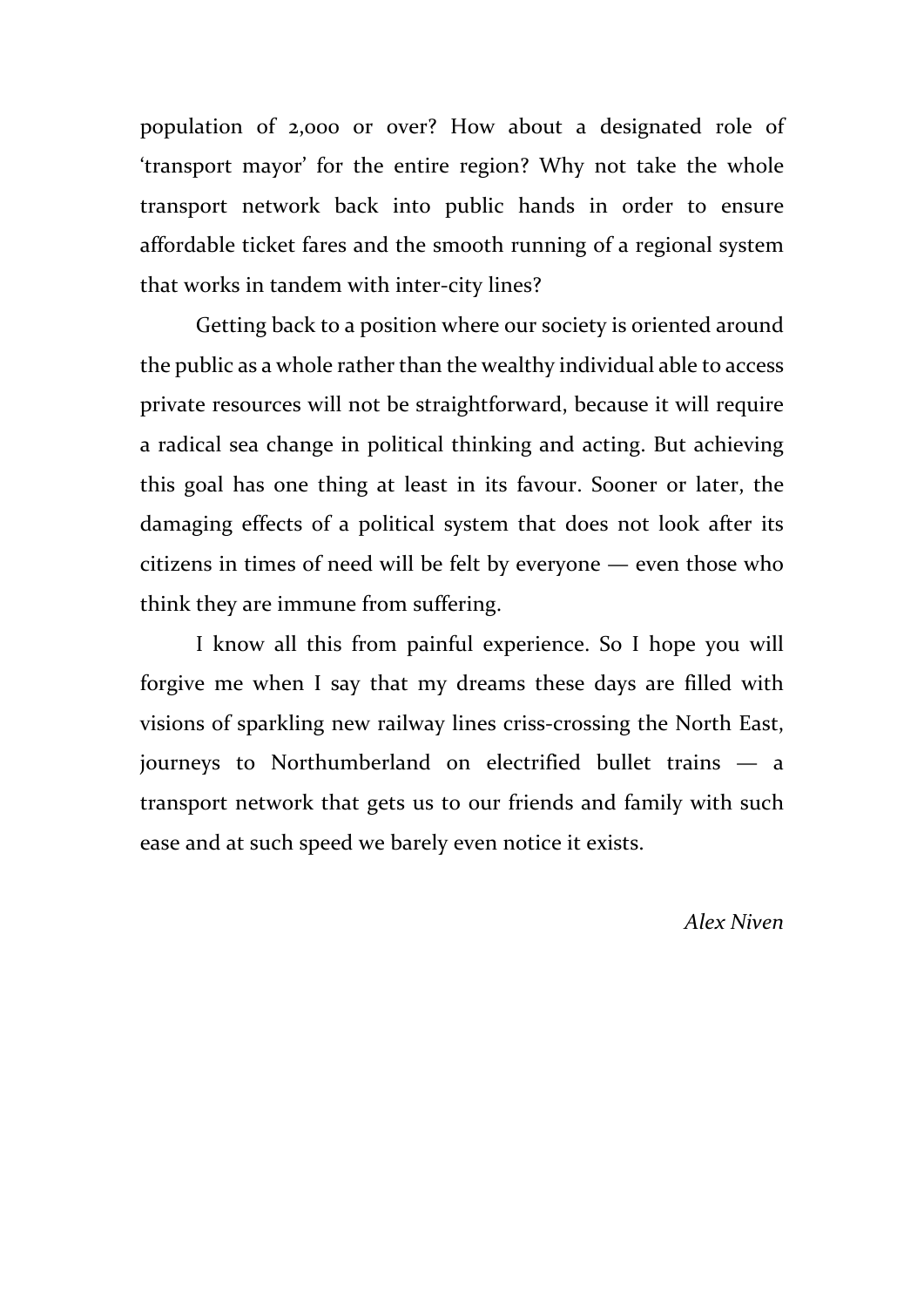population of 2,000 or over? How about a designated role of 'transport mayor' for the entire region? Why not take the whole transport network back into public hands in order to ensure affordable ticket fares and the smooth running of a regional system that works in tandem with inter-city lines?

Getting back to a position where our society is oriented around the public as a whole rather than the wealthy individual able to access private resources will not be straightforward, because it will require a radical sea change in political thinking and acting. But achieving this goal has one thing at least in its favour. Sooner or later, the damaging effects of a political system that does not look after its citizens in times of need will be felt by everyone — even those who think they are immune from suffering.

I know all this from painful experience. So I hope you will forgive me when I say that my dreams these days are filled with visions of sparkling new railway lines criss-crossing the North East, journeys to Northumberland on electrified bullet trains — a transport network that gets us to our friends and family with such ease and at such speed we barely even notice it exists.

*Alex Niven*